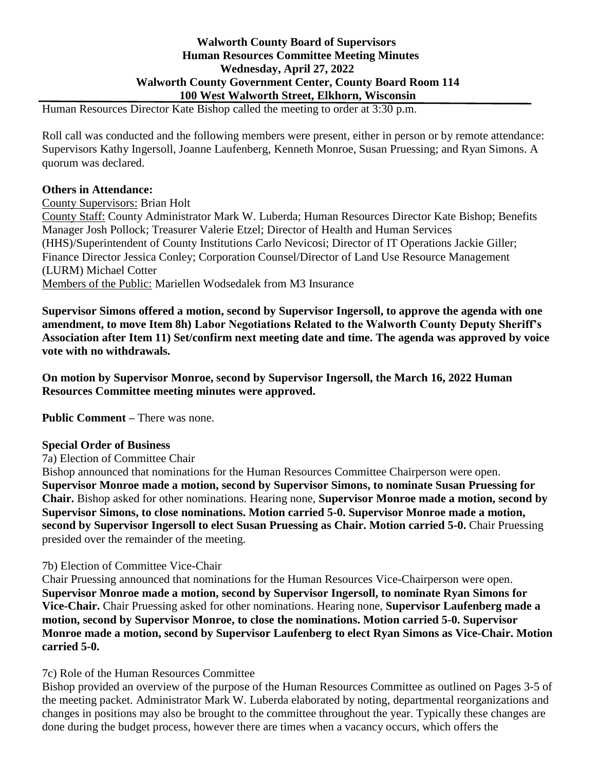**Walworth County Board of Supervisors**
**Human Resources Committee Meeting Minutes**
**Wednesday, April 27, 2022**
**Walworth County Government Center, County Board Room 114**
**100 West Walworth Street, Elkhorn, Wisconsin**

Human Resources Director Kate Bishop called the meeting to order at 3:30 p.m.

Roll call was conducted and the following members were present, either in person or by remote attendance: Supervisors Kathy Ingersoll, Joanne Laufenberg, Kenneth Monroe, Susan Pruessing; and Ryan Simons. A quorum was declared.

**Others in Attendance:**

County Supervisors: Brian Holt
County Staff: County Administrator Mark W. Luberda; Human Resources Director Kate Bishop; Benefits Manager Josh Pollock; Treasurer Valerie Etzel; Director of Health and Human Services (HHS)/Superintendent of County Institutions Carlo Nevicosi; Director of IT Operations Jackie Giller; Finance Director Jessica Conley; Corporation Counsel/Director of Land Use Resource Management (LURM) Michael Cotter
Members of the Public: Mariellen Wodsedalek from M3 Insurance

**Supervisor Simons offered a motion, second by Supervisor Ingersoll, to approve the agenda with one amendment, to move Item 8h) Labor Negotiations Related to the Walworth County Deputy Sheriff's Association after Item 11) Set/confirm next meeting date and time. The agenda was approved by voice vote with no withdrawals.**

**On motion by Supervisor Monroe, second by Supervisor Ingersoll, the March 16, 2022 Human Resources Committee meeting minutes were approved.**

**Public Comment –** There was none.

**Special Order of Business**

7a) Election of Committee Chair

Bishop announced that nominations for the Human Resources Committee Chairperson were open. **Supervisor Monroe made a motion, second by Supervisor Simons, to nominate Susan Pruessing for Chair.** Bishop asked for other nominations. Hearing none, **Supervisor Monroe made a motion, second by Supervisor Simons, to close nominations. Motion carried 5-0. Supervisor Monroe made a motion, second by Supervisor Ingersoll to elect Susan Pruessing as Chair. Motion carried 5-0.** Chair Pruessing presided over the remainder of the meeting.

7b) Election of Committee Vice-Chair

Chair Pruessing announced that nominations for the Human Resources Vice-Chairperson were open. **Supervisor Monroe made a motion, second by Supervisor Ingersoll, to nominate Ryan Simons for Vice-Chair.** Chair Pruessing asked for other nominations. Hearing none, **Supervisor Laufenberg made a motion, second by Supervisor Monroe, to close the nominations. Motion carried 5-0. Supervisor Monroe made a motion, second by Supervisor Laufenberg to elect Ryan Simons as Vice-Chair. Motion carried 5-0.**

7c) Role of the Human Resources Committee

Bishop provided an overview of the purpose of the Human Resources Committee as outlined on Pages 3-5 of the meeting packet. Administrator Mark W. Luberda elaborated by noting, departmental reorganizations and changes in positions may also be brought to the committee throughout the year. Typically these changes are done during the budget process, however there are times when a vacancy occurs, which offers the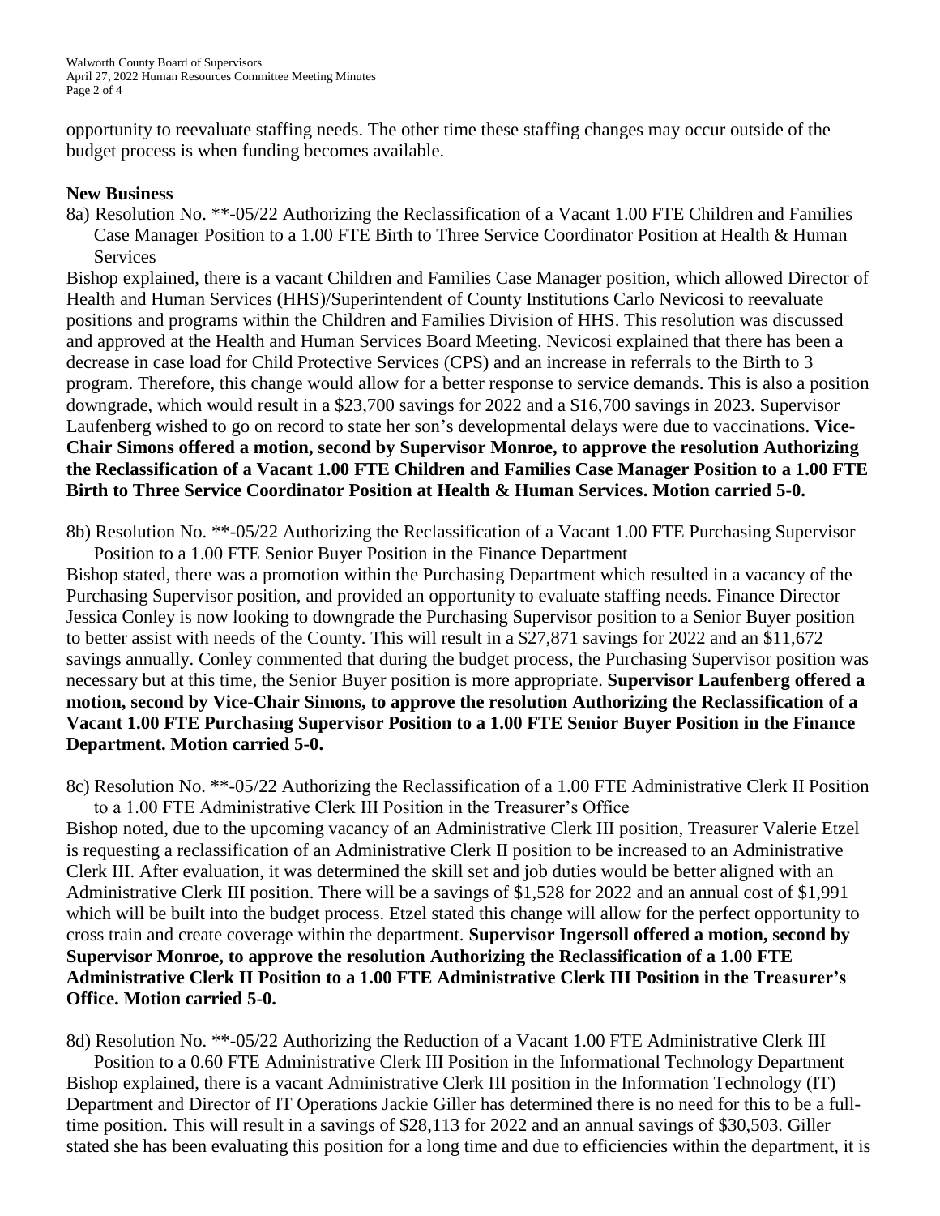opportunity to reevaluate staffing needs. The other time these staffing changes may occur outside of the budget process is when funding becomes available.

**New Business**

8a) Resolution No. **-05/22 Authorizing the Reclassification of a Vacant 1.00 FTE Children and Families Case Manager Position to a 1.00 FTE Birth to Three Service Coordinator Position at Health & Human Services

Bishop explained, there is a vacant Children and Families Case Manager position, which allowed Director of Health and Human Services (HHS)/Superintendent of County Institutions Carlo Nevicosi to reevaluate positions and programs within the Children and Families Division of HHS. This resolution was discussed and approved at the Health and Human Services Board Meeting. Nevicosi explained that there has been a decrease in case load for Child Protective Services (CPS) and an increase in referrals to the Birth to 3 program. Therefore, this change would allow for a better response to service demands. This is also a position downgrade, which would result in a $23,700 savings for 2022 and a $16,700 savings in 2023. Supervisor Laufenberg wished to go on record to state her son's developmental delays were due to vaccinations. **Vice-Chair Simons offered a motion, second by Supervisor Monroe, to approve the resolution Authorizing the Reclassification of a Vacant 1.00 FTE Children and Families Case Manager Position to a 1.00 FTE Birth to Three Service Coordinator Position at Health & Human Services. Motion carried 5-0.**

8b) Resolution No. **-05/22 Authorizing the Reclassification of a Vacant 1.00 FTE Purchasing Supervisor Position to a 1.00 FTE Senior Buyer Position in the Finance Department

Bishop stated, there was a promotion within the Purchasing Department which resulted in a vacancy of the Purchasing Supervisor position, and provided an opportunity to evaluate staffing needs. Finance Director Jessica Conley is now looking to downgrade the Purchasing Supervisor position to a Senior Buyer position to better assist with needs of the County. This will result in a $27,871 savings for 2022 and an $11,672 savings annually. Conley commented that during the budget process, the Purchasing Supervisor position was necessary but at this time, the Senior Buyer position is more appropriate. **Supervisor Laufenberg offered a motion, second by Vice-Chair Simons, to approve the resolution Authorizing the Reclassification of a Vacant 1.00 FTE Purchasing Supervisor Position to a 1.00 FTE Senior Buyer Position in the Finance Department. Motion carried 5-0.**

8c) Resolution No. **-05/22 Authorizing the Reclassification of a 1.00 FTE Administrative Clerk II Position to a 1.00 FTE Administrative Clerk III Position in the Treasurer's Office

Bishop noted, due to the upcoming vacancy of an Administrative Clerk III position, Treasurer Valerie Etzel is requesting a reclassification of an Administrative Clerk II position to be increased to an Administrative Clerk III. After evaluation, it was determined the skill set and job duties would be better aligned with an Administrative Clerk III position. There will be a savings of $1,528 for 2022 and an annual cost of $1,991 which will be built into the budget process. Etzel stated this change will allow for the perfect opportunity to cross train and create coverage within the department. **Supervisor Ingersoll offered a motion, second by Supervisor Monroe, to approve the resolution Authorizing the Reclassification of a 1.00 FTE Administrative Clerk II Position to a 1.00 FTE Administrative Clerk III Position in the Treasurer's Office. Motion carried 5-0.**

8d) Resolution No. **-05/22 Authorizing the Reduction of a Vacant 1.00 FTE Administrative Clerk III Position to a 0.60 FTE Administrative Clerk III Position in the Informational Technology Department

Bishop explained, there is a vacant Administrative Clerk III position in the Information Technology (IT) Department and Director of IT Operations Jackie Giller has determined there is no need for this to be a full-time position. This will result in a savings of $28,113 for 2022 and an annual savings of $30,503. Giller stated she has been evaluating this position for a long time and due to efficiencies within the department, it is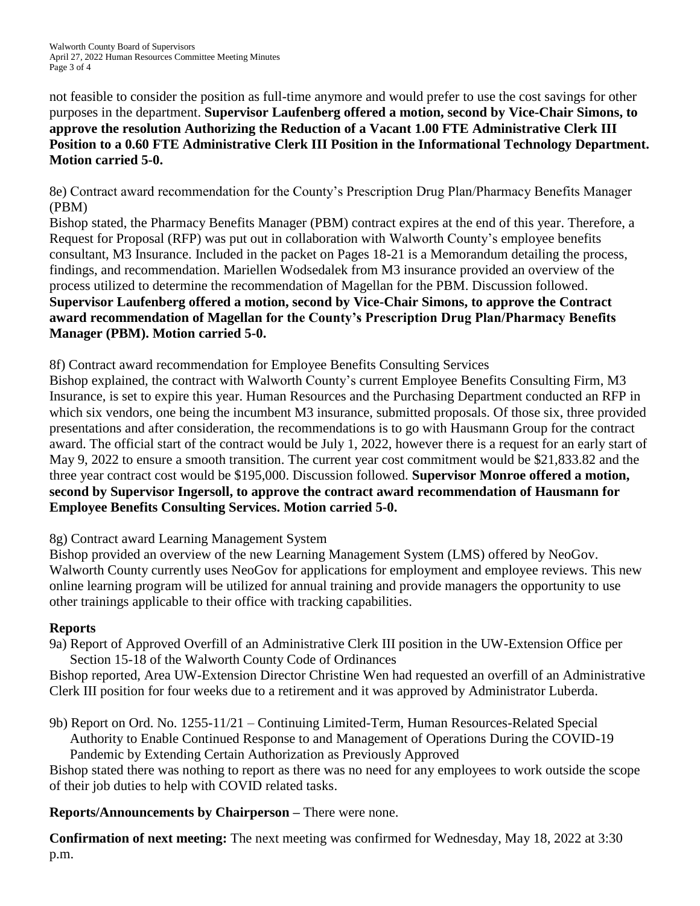not feasible to consider the position as full-time anymore and would prefer to use the cost savings for other purposes in the department. **Supervisor Laufenberg offered a motion, second by Vice-Chair Simons, to approve the resolution Authorizing the Reduction of a Vacant 1.00 FTE Administrative Clerk III Position to a 0.60 FTE Administrative Clerk III Position in the Informational Technology Department. Motion carried 5-0.**

8e) Contract award recommendation for the County's Prescription Drug Plan/Pharmacy Benefits Manager (PBM)

Bishop stated, the Pharmacy Benefits Manager (PBM) contract expires at the end of this year. Therefore, a Request for Proposal (RFP) was put out in collaboration with Walworth County's employee benefits consultant, M3 Insurance. Included in the packet on Pages 18-21 is a Memorandum detailing the process, findings, and recommendation. Mariellen Wodsedalek from M3 insurance provided an overview of the process utilized to determine the recommendation of Magellan for the PBM. Discussion followed. **Supervisor Laufenberg offered a motion, second by Vice-Chair Simons, to approve the Contract award recommendation of Magellan for the County's Prescription Drug Plan/Pharmacy Benefits Manager (PBM). Motion carried 5-0.**

8f) Contract award recommendation for Employee Benefits Consulting Services

Bishop explained, the contract with Walworth County's current Employee Benefits Consulting Firm, M3 Insurance, is set to expire this year. Human Resources and the Purchasing Department conducted an RFP in which six vendors, one being the incumbent M3 insurance, submitted proposals. Of those six, three provided presentations and after consideration, the recommendations is to go with Hausmann Group for the contract award. The official start of the contract would be July 1, 2022, however there is a request for an early start of May 9, 2022 to ensure a smooth transition. The current year cost commitment would be $21,833.82 and the three year contract cost would be $195,000. Discussion followed. **Supervisor Monroe offered a motion, second by Supervisor Ingersoll, to approve the contract award recommendation of Hausmann for Employee Benefits Consulting Services. Motion carried 5-0.**

8g) Contract award Learning Management System

Bishop provided an overview of the new Learning Management System (LMS) offered by NeoGov. Walworth County currently uses NeoGov for applications for employment and employee reviews. This new online learning program will be utilized for annual training and provide managers the opportunity to use other trainings applicable to their office with tracking capabilities.

## Reports

9a) Report of Approved Overfill of an Administrative Clerk III position in the UW-Extension Office per Section 15-18 of the Walworth County Code of Ordinances

Bishop reported, Area UW-Extension Director Christine Wen had requested an overfill of an Administrative Clerk III position for four weeks due to a retirement and it was approved by Administrator Luberda.

9b) Report on Ord. No. 1255-11/21 – Continuing Limited-Term, Human Resources-Related Special Authority to Enable Continued Response to and Management of Operations During the COVID-19 Pandemic by Extending Certain Authorization as Previously Approved

Bishop stated there was nothing to report as there was no need for any employees to work outside the scope of their job duties to help with COVID related tasks.

**Reports/Announcements by Chairperson –** There were none.

**Confirmation of next meeting:** The next meeting was confirmed for Wednesday, May 18, 2022 at 3:30 p.m.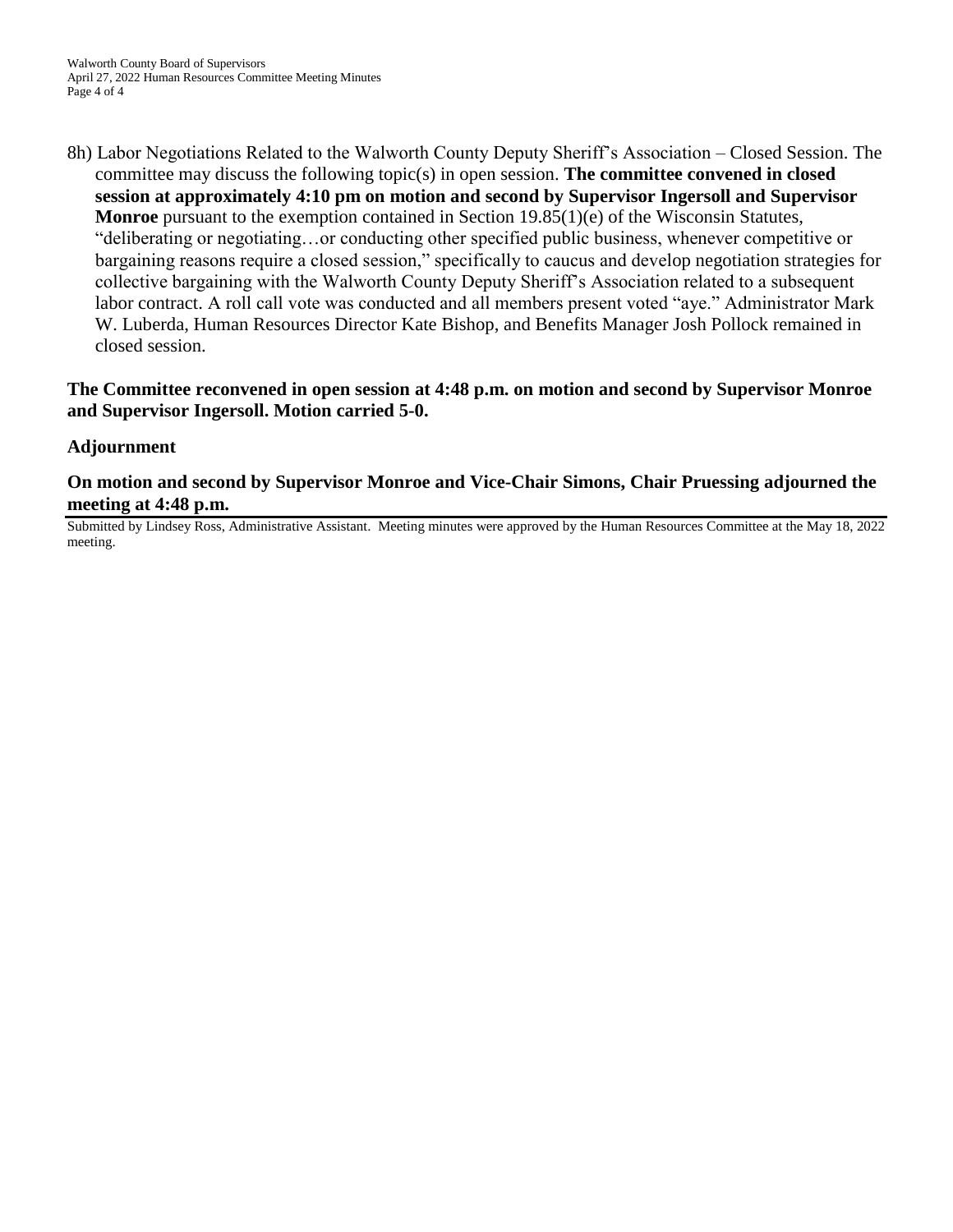8h) Labor Negotiations Related to the Walworth County Deputy Sheriff's Association – Closed Session. The committee may discuss the following topic(s) in open session. **The committee convened in closed session at approximately 4:10 pm on motion and second by Supervisor Ingersoll and Supervisor Monroe** pursuant to the exemption contained in Section 19.85(1)(e) of the Wisconsin Statutes, "deliberating or negotiating…or conducting other specified public business, whenever competitive or bargaining reasons require a closed session," specifically to caucus and develop negotiation strategies for collective bargaining with the Walworth County Deputy Sheriff's Association related to a subsequent labor contract. A roll call vote was conducted and all members present voted "aye." Administrator Mark W. Luberda, Human Resources Director Kate Bishop, and Benefits Manager Josh Pollock remained in closed session.

**The Committee reconvened in open session at 4:48 p.m. on motion and second by Supervisor Monroe and Supervisor Ingersoll. Motion carried 5-0.**

## Adjournment

**On motion and second by Supervisor Monroe and Vice-Chair Simons, Chair Pruessing adjourned the meeting at 4:48 p.m.**

---

Submitted by Lindsey Ross, Administrative Assistant. Meeting minutes were approved by the Human Resources Committee at the May 18, 2022 meeting.